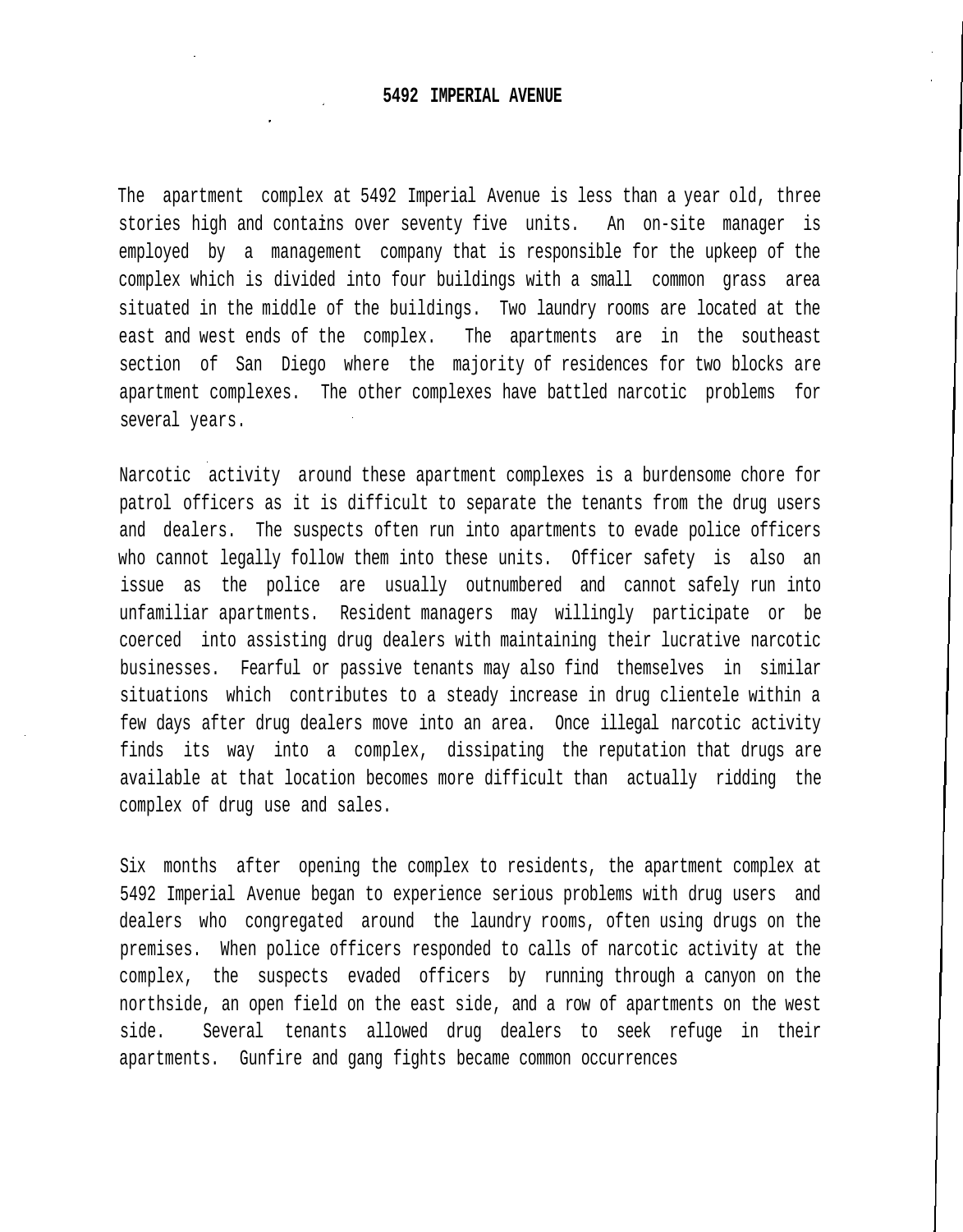# 5492 IMPERIAL AVENUE

The apartment complex at 5492 Imperial Avenue is less than a year old, three stories high and contains over seventy five units. An on-site manager is employed by a management company that is responsible for the upkeep of the complex which is divided into four buildings with a small common grass area situated in the middle of the buildings. Two laundry rooms are located at the east and west ends of the complex. The apartments are in the southeast section of San Diego where the majority of residences for two blocks are apartment complexes. The other complexes have battled narcotic problems for several years.

Narcotic activity around these apartment complexes is a burdensome chore for patrol officers as it is difficult to separate the tenants from the drug users and dealers. The suspects often run into apartments to evade police officers who cannot legally follow them into these units. Officer safety is also an issue as the police are usually outnumbered and cannot safely run into unfamiliar apartments. Resident managers may willingly participate or be coerced into assisting drug dealers with maintaining their lucrative narcotic businesses. Fearful or passive tenants may also find themselves in similar situations which contributes to a steady increase in drug clientele within a few days after drug dealers move into an area. Once illegal narcotic activity finds its way into a complex, dissipating the reputation that drugs are available at that location becomes more difficult than actually ridding the complex of drug use and sales.

Six months after opening the complex to residents, the apartment complex at 5492 Imperial Avenue began to experience serious problems with drug users and dealers who congregated around the laundry rooms, often using drugs on the premises. When police officers responded to calls of narcotic activity at the complex, the suspects evaded officers by running through a canyon on the northside, an open field on the east side, and a row of apartments on the west side. Several tenants allowed drug dealers to seek refuge in their apartments. Gunfire and gang fights became common occurrences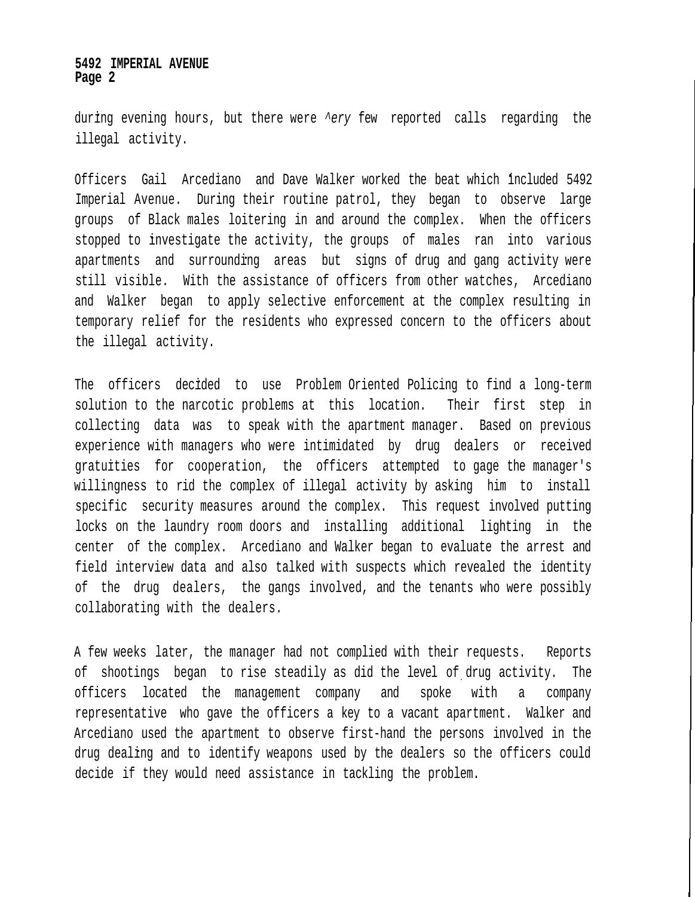during evening hours, but there were ^ery few reported calls regarding the illegal activity.

Officers Gail Arcediano and Dave Walker worked the beat which included 5492 Imperial Avenue. During their routine patrol, they began to observe large groups of Black males loitering in and around the complex. When the officers stopped to investigate the activity, the groups of males ran into various apartments and surrounding areas but signs of drug and gang activity were still visible. With the assistance of officers from other watches, Arcediano and Walker began to apply selective enforcement at the complex resulting in temporary relief for the residents who expressed concern to the officers about the illegal activity.

The officers decided to use Problem Oriented Policing to find a long-term solution to the narcotic problems at this location. Their first step in collecting data was to speak with the apartment manager. Based on previous experience with managers who were intimidated by drug dealers or received gratuities for cooperation, the officers attempted to gage the manager's willingness to rid the complex of illegal activity by asking him to install specific security measures around the complex. This request involved putting locks on the laundry room doors and installing additional lighting in the center of the complex. Arcediano and Walker began to evaluate the arrest and field interview data and also talked with suspects which revealed the identity of the drug dealers, the gangs involved, and the tenants who were possibly collaborating with the dealers.

A few weeks later, the manager had not complied with their requests. Reports of shootings began to rise steadily as did the level of drug activity. The officers located the management company and spoke with a company representative who gave the officers a key to a vacant apartment. Walker and Arcediano used the apartment to observe first-hand the persons involved in the drug dealing and to identify weapons used by the dealers so the officers could decide if they would need assistance in tackling the problem.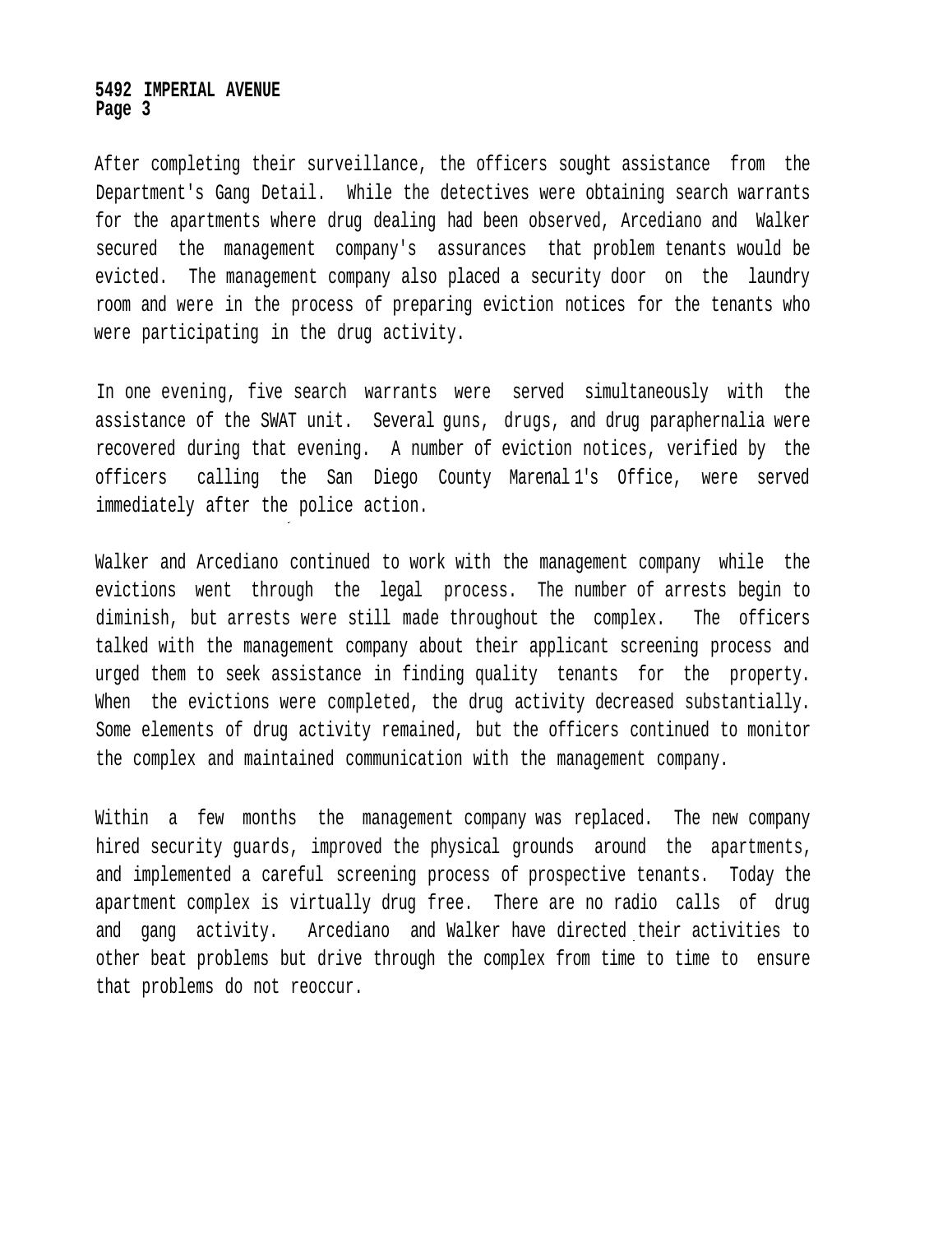After completing their surveillance, the officers sought assistance from the Department's Gang Detail. While the detectives were obtaining search warrants for the apartments where drug dealing had been observed, Arcediano and Walker secured the management company's assurances that problem tenants would be evicted. The management company also placed a security door on the laundry room and were in the process of preparing eviction notices for the tenants who were participating in the drug activity.

In one evening, five search warrants were served simultaneously with the assistance of the SWAT unit. Several guns, drugs, and drug paraphernalia were recovered during that evening. A number of eviction notices, verified by the officers calling the San Diego County Marenal 1's Office, were served immediately after the police action.

Walker and Arcediano continued to work with the management company while the evictions went through the legal process. The number of arrests begin to diminish, but arrests were still made throughout the complex. The officers talked with the management company about their applicant screening process and urged them to seek assistance in finding quality tenants for the property. When the evictions were completed, the drug activity decreased substantially. Some elements of drug activity remained, but the officers continued to monitor the complex and maintained communication with the management company.

Within a few months the management company was replaced. The new company hired security guards, improved the physical grounds around the apartments, and implemented a careful screening process of prospective tenants. Today the apartment complex is virtually drug free. There are no radio calls of drug and gang activity. Arcediano and Walker have directed their activities to other beat problems but drive through the complex from time to time to ensure that problems do not reoccur.